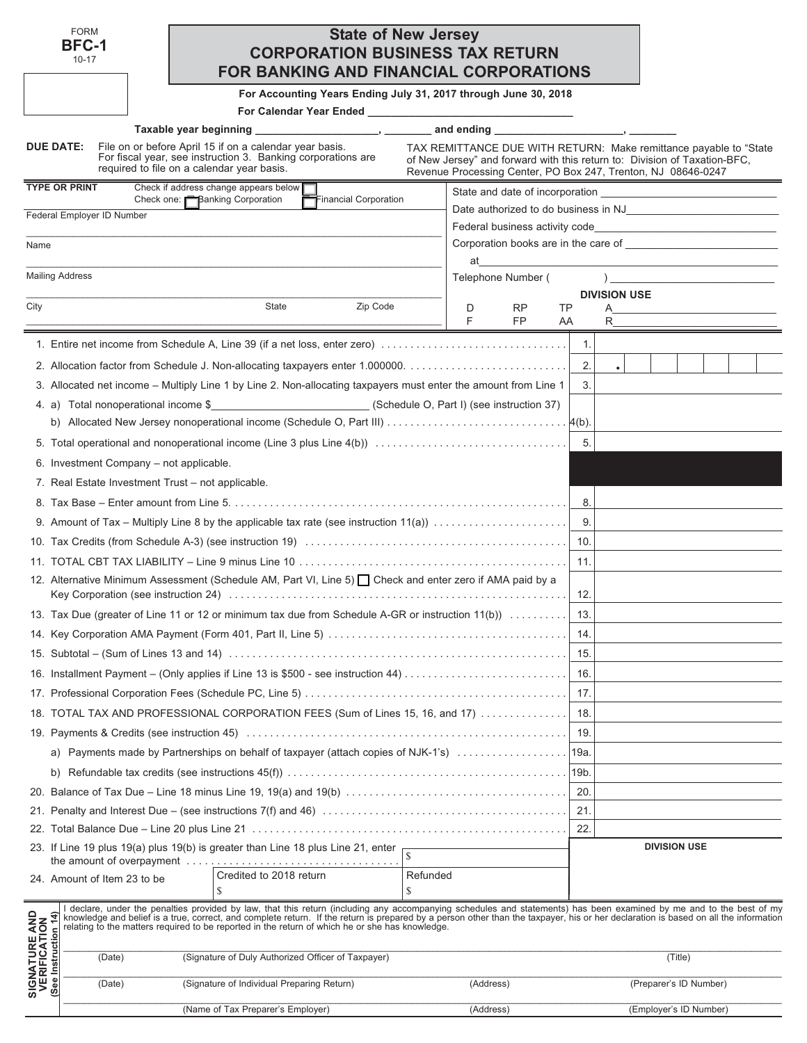FORM
**BFC-1**
10-17

# State of New Jersey
## CORPORATION BUSINESS TAX RETURN
## FOR BANKING AND FINANCIAL CORPORATIONS

**For Accounting Years Ending July 31, 2017 through June 30, 2018**

**For Calendar Year Ended** ______________________________

**Taxable year beginning** ____________________, ________ **and ending** ____________________, ________

**DUE DATE:** File on or before April 15 if on a calendar year basis. For fiscal year, see instruction 3. Banking corporations are required to file on a calendar year basis.

TAX REMITTANCE DUE WITH RETURN: Make remittance payable to "State of New Jersey" and forward with this return to: Division of Taxation-BFC, Revenue Processing Center, PO Box 247, Trenton, NJ 08646-0247

**TYPE OR PRINT** Check if address change appears below ☐
Check one: ☐ Banking Corporation ☐ Financial Corporation

Federal Employer ID Number ______________________________

Name ______________________________

Mailing Address ______________________________

City ______________ State ______________ Zip Code ______________

State and date of incorporation ______________________________

Date authorized to do business in NJ ______________________________

Federal business activity code ______________________________

Corporation books are in the care of ______________________________

at ______________________________

Telephone Number ( ) ______________________________

**DIVISION USE**

| D | RP | TP | A |
|---|---|---|---|
| F | FP | AA | R |

| Line | Description | No. | Amount |
|---|---|---|---|
| 1. | Entire net income from Schedule A, Line 39 (if a net loss, enter zero) | 1. | |
| 2. | Allocation factor from Schedule J. Non-allocating taxpayers enter 1.000000. | 2. | . |
| 3. | Allocated net income – Multiply Line 1 by Line 2. Non-allocating taxpayers must enter the amount from Line 1 | 3. | |
| 4. | a) Total nonoperational income $__________ (Schedule O, Part I) (see instruction 37) | | |
| | b) Allocated New Jersey nonoperational income (Schedule O, Part III) | 4(b). | |
| 5. | Total operational and nonoperational income (Line 3 plus Line 4(b)) | 5. | |
| 6. | Investment Company – not applicable. | | |
| 7. | Real Estate Investment Trust – not applicable. | | |
| 8. | Tax Base – Enter amount from Line 5. | 8. | |
| 9. | Amount of Tax – Multiply Line 8 by the applicable tax rate (see instruction 11(a)) | 9. | |
| 10. | Tax Credits (from Schedule A-3) (see instruction 19) | 10. | |
| 11. | TOTAL CBT TAX LIABILITY – Line 9 minus Line 10 | 11. | |
| 12. | Alternative Minimum Assessment (Schedule AM, Part VI, Line 5) ☐ Check and enter zero if AMA paid by a Key Corporation (see instruction 24) | 12. | |
| 13. | Tax Due (greater of Line 11 or 12 or minimum tax due from Schedule A-GR or instruction 11(b)) | 13. | |
| 14. | Key Corporation AMA Payment (Form 401, Part II, Line 5) | 14. | |
| 15. | Subtotal – (Sum of Lines 13 and 14) | 15. | |
| 16. | Installment Payment – (Only applies if Line 13 is $500 - see instruction 44) | 16. | |
| 17. | Professional Corporation Fees (Schedule PC, Line 5) | 17. | |
| 18. | TOTAL TAX AND PROFESSIONAL CORPORATION FEES (Sum of Lines 15, 16, and 17) | 18. | |
| 19. | Payments & Credits (see instruction 45) | 19. | |
| | a) Payments made by Partnerships on behalf of taxpayer (attach copies of NJK-1's) | 19a. | |
| | b) Refundable tax credits (see instructions 45(f)) | 19b. | |
| 20. | Balance of Tax Due – Line 18 minus Line 19, 19(a) and 19(b) | 20. | |
| 21. | Penalty and Interest Due – (see instructions 7(f) and 46) | 21. | |
| 22. | Total Balance Due – Line 20 plus Line 21 | 22. | |
| 23. | If Line 19 plus 19(a) plus 19(b) is greater than Line 18 plus Line 21, enter the amount of overpayment | | $ |

24. Amount of Item 23 to be

| Credited to 2018 return | Refunded |
|---|---|
| $ | $ |

**DIVISION USE**

**SIGNATURE AND VERIFICATION (See Instruction 14)**

I declare, under the penalties provided by law, that this return (including any accompanying schedules and statements) has been examined by me and to the best of my knowledge and belief is a true, correct, and complete return. If the return is prepared by a person other than the taxpayer, his or her declaration is based on all the information relating to the matters required to be reported in the return of which he or she has knowledge.

| (Date) | (Signature of Duly Authorized Officer of Taxpayer) | | (Title) |
|---|---|---|---|
| (Date) | (Signature of Individual Preparing Return) | (Address) | (Preparer's ID Number) |
| | (Name of Tax Preparer's Employer) | (Address) | (Employer's ID Number) |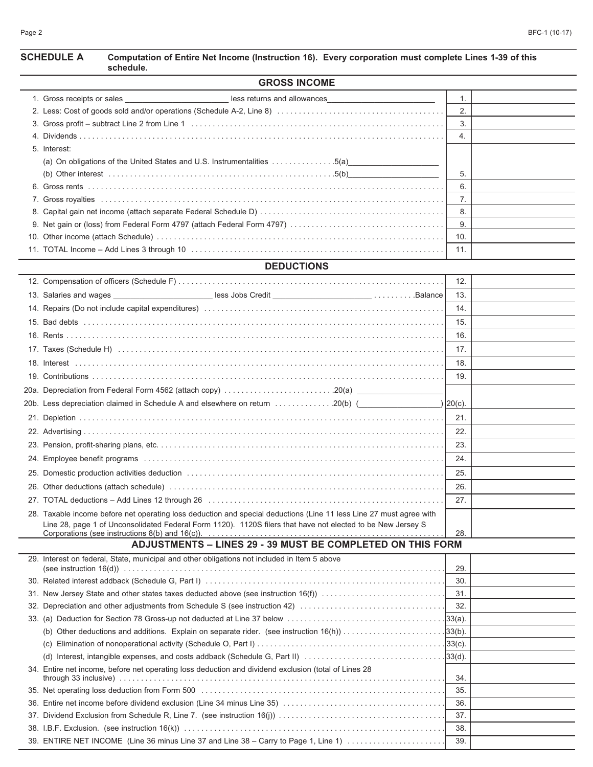## SCHEDULE A — Computation of Entire Net Income (Instruction 16). Every corporation must complete Lines 1-39 of this schedule.

### GROSS INCOME

| Line | Description | No. | Amount |
|---|---|---|---|
| 1. | Gross receipts or sales ______________ less returns and allowances ______________ | 1. | |
| 2. | Less: Cost of goods sold and/or operations (Schedule A-2, Line 8) | 2. | |
| 3. | Gross profit – subtract Line 2 from Line 1 | 3. | |
| 4. | Dividends | 4. | |
| 5. | Interest: (a) On obligations of the United States and U.S. Instrumentalities .......5(a) ______________ (b) Other interest .......5(b) ______________ | 5. | |
| 6. | Gross rents | 6. | |
| 7. | Gross royalties | 7. | |
| 8. | Capital gain net income (attach separate Federal Schedule D) | 8. | |
| 9. | Net gain or (loss) from Federal Form 4797 (attach Federal Form 4797) | 9. | |
| 10. | Other income (attach Schedule) | 10. | |
| 11. | TOTAL Income – Add Lines 3 through 10 | 11. | |

### DEDUCTIONS

| Line | Description | No. | Amount |
|---|---|---|---|
| 12. | Compensation of officers (Schedule F) | 12. | |
| 13. | Salaries and wages ______________ less Jobs Credit ______________ .........Balance | 13. | |
| 14. | Repairs (Do not include capital expenditures) | 14. | |
| 15. | Bad debts | 15. | |
| 16. | Rents | 16. | |
| 17. | Taxes (Schedule H) | 17. | |
| 18. | Interest | 18. | |
| 19. | Contributions | 19. | |
| 20a. | Depreciation from Federal Form 4562 (attach copy) .......20(a) ______________ | | |
| 20b. | Less depreciation claimed in Schedule A and elsewhere on return .......20(b) (______________) | 20(c). | |
| 21. | Depletion | 21. | |
| 22. | Advertising | 22. | |
| 23. | Pension, profit-sharing plans, etc. | 23. | |
| 24. | Employee benefit programs | 24. | |
| 25. | Domestic production activities deduction | 25. | |
| 26. | Other deductions (attach schedule) | 26. | |
| 27. | TOTAL deductions – Add Lines 12 through 26 | 27. | |
| 28. | Taxable income before net operating loss deduction and special deductions (Line 11 less Line 27 must agree with Line 28, page 1 of Unconsolidated Federal Form 1120). 1120S filers that have not elected to be New Jersey S Corporations (see instructions 8(b) and 16(c)). | 28. | |

### ADJUSTMENTS – LINES 29 - 39 MUST BE COMPLETED ON THIS FORM

| Line | Description | No. | Amount |
|---|---|---|---|
| 29. | Interest on federal, State, municipal and other obligations not included in Item 5 above (see instruction 16(d)) | 29. | |
| 30. | Related interest addback (Schedule G, Part I) | 30. | |
| 31. | New Jersey State and other states taxes deducted above (see instruction 16(f)) | 31. | |
| 32. | Depreciation and other adjustments from Schedule S (see instruction 42) | 32. | |
| 33. | (a) Deduction for Section 78 Gross-up not deducted at Line 37 below | 33(a). | |
| | (b) Other deductions and additions. Explain on separate rider. (see instruction 16(h)) | 33(b). | |
| | (c) Elimination of nonoperational activity (Schedule O, Part I) | 33(c). | |
| | (d) Interest, intangible expenses, and costs addback (Schedule G, Part II) | 33(d). | |
| 34. | Entire net income, before net operating loss deduction and dividend exclusion (total of Lines 28 through 33 inclusive) | 34. | |
| 35. | Net operating loss deduction from Form 500 | 35. | |
| 36. | Entire net income before dividend exclusion (Line 34 minus Line 35) | 36. | |
| 37. | Dividend Exclusion from Schedule R, Line 7. (see instruction 16(j)) | 37. | |
| 38. | I.B.F. Exclusion. (see instruction 16(k)) | 38. | |
| 39. | ENTIRE NET INCOME (Line 36 minus Line 37 and Line 38 – Carry to Page 1, Line 1) | 39. | |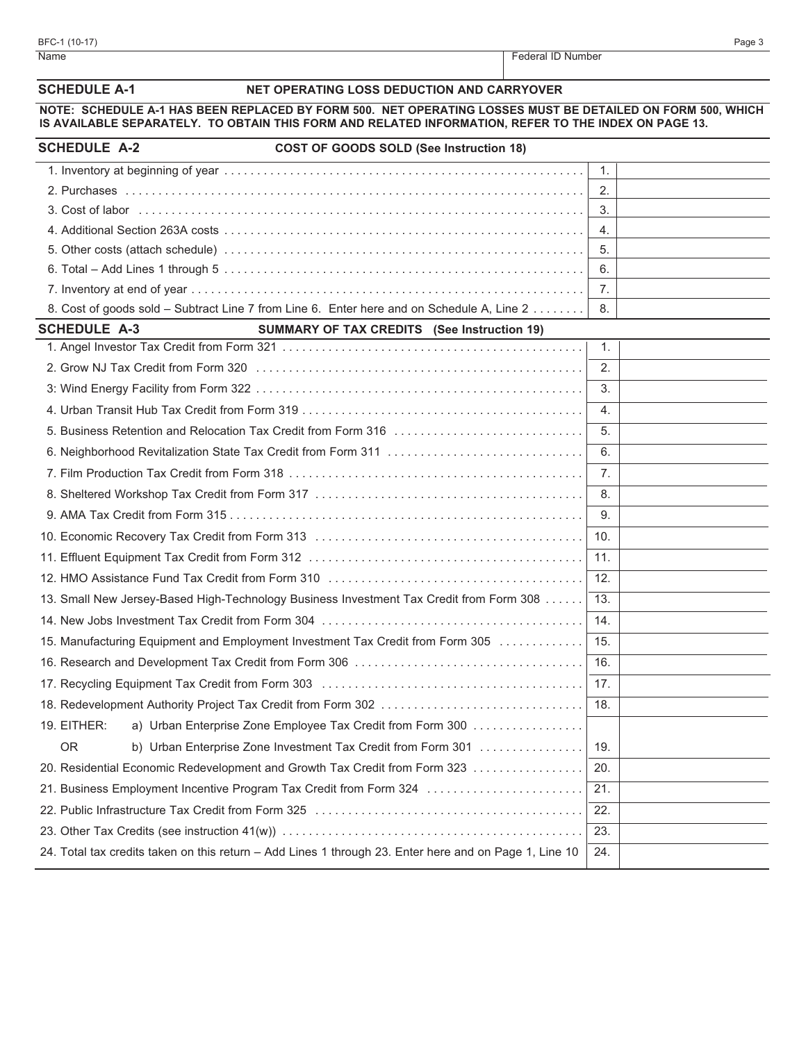BFC-1 (10-17)

| Name | Federal ID Number |
|---|---|
| | |

## SCHEDULE A-1 NET OPERATING LOSS DEDUCTION AND CARRYOVER

**NOTE: SCHEDULE A-1 HAS BEEN REPLACED BY FORM 500. NET OPERATING LOSSES MUST BE DETAILED ON FORM 500, WHICH IS AVAILABLE SEPARATELY. TO OBTAIN THIS FORM AND RELATED INFORMATION, REFER TO THE INDEX ON PAGE 13.**

## SCHEDULE A-2 COST OF GOODS SOLD (See Instruction 18)

| | | |
|---|---|---|
| 1. Inventory at beginning of year | 1. | |
| 2. Purchases | 2. | |
| 3. Cost of labor | 3. | |
| 4. Additional Section 263A costs | 4. | |
| 5. Other costs (attach schedule) | 5. | |
| 6. Total – Add Lines 1 through 5 | 6. | |
| 7. Inventory at end of year | 7. | |
| 8. Cost of goods sold – Subtract Line 7 from Line 6. Enter here and on Schedule A, Line 2 | 8. | |

## SCHEDULE A-3 SUMMARY OF TAX CREDITS (See Instruction 19)

| | | |
|---|---|---|
| 1. Angel Investor Tax Credit from Form 321 | 1. | |
| 2. Grow NJ Tax Credit from Form 320 | 2. | |
| 3: Wind Energy Facility from Form 322 | 3. | |
| 4. Urban Transit Hub Tax Credit from Form 319 | 4. | |
| 5. Business Retention and Relocation Tax Credit from Form 316 | 5. | |
| 6. Neighborhood Revitalization State Tax Credit from Form 311 | 6. | |
| 7. Film Production Tax Credit from Form 318 | 7. | |
| 8. Sheltered Workshop Tax Credit from Form 317 | 8. | |
| 9. AMA Tax Credit from Form 315 | 9. | |
| 10. Economic Recovery Tax Credit from Form 313 | 10. | |
| 11. Effluent Equipment Tax Credit from Form 312 | 11. | |
| 12. HMO Assistance Fund Tax Credit from Form 310 | 12. | |
| 13. Small New Jersey-Based High-Technology Business Investment Tax Credit from Form 308 | 13. | |
| 14. New Jobs Investment Tax Credit from Form 304 | 14. | |
| 15. Manufacturing Equipment and Employment Investment Tax Credit from Form 305 | 15. | |
| 16. Research and Development Tax Credit from Form 306 | 16. | |
| 17. Recycling Equipment Tax Credit from Form 303 | 17. | |
| 18. Redevelopment Authority Project Tax Credit from Form 302 | 18. | |
| 19. EITHER: a) Urban Enterprise Zone Employee Tax Credit from Form 300 | | |
| OR b) Urban Enterprise Zone Investment Tax Credit from Form 301 | 19. | |
| 20. Residential Economic Redevelopment and Growth Tax Credit from Form 323 | 20. | |
| 21. Business Employment Incentive Program Tax Credit from Form 324 | 21. | |
| 22. Public Infrastructure Tax Credit from Form 325 | 22. | |
| 23. Other Tax Credits (see instruction 41(w)) | 23. | |
| 24. Total tax credits taken on this return – Add Lines 1 through 23. Enter here and on Page 1, Line 10 | 24. | |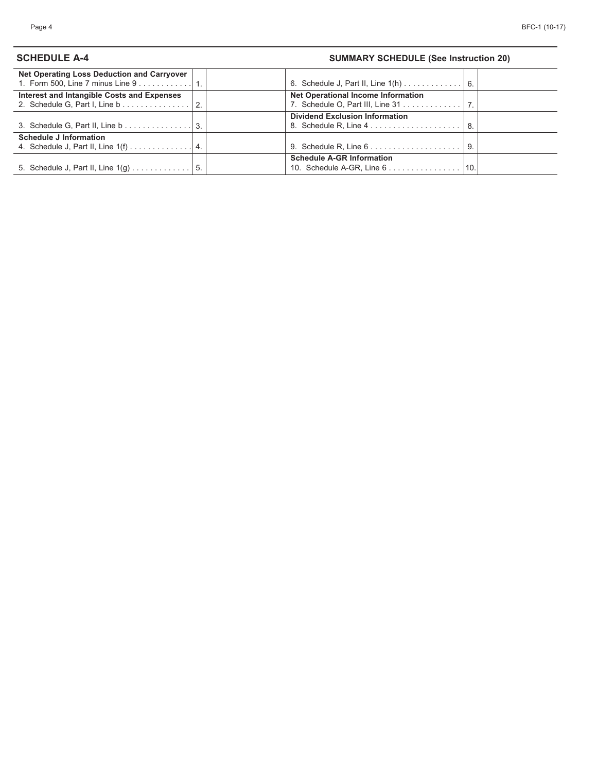## SCHEDULE A-4

### SUMMARY SCHEDULE (See Instruction 20)

| | | | | | |
|---|---|---|---|---|---|
| **Net Operating Loss Deduction and Carryover**<br>1. Form 500, Line 7 minus Line 9 . . . . . . . . . . . . | 1. | | 6. Schedule J, Part II, Line 1(h) . . . . . . . . . . . . . | 6. | |
| **Interest and Intangible Costs and Expenses**<br>2. Schedule G, Part I, Line b . . . . . . . . . . . . . . . | 2. | | **Net Operational Income Information**<br>7. Schedule O, Part III, Line 31 . . . . . . . . . . . . . | 7. | |
| 3. Schedule G, Part II, Line b . . . . . . . . . . . . . . . | 3. | | **Dividend Exclusion Information**<br>8. Schedule R, Line 4 . . . . . . . . . . . . . . . . . . . . | 8. | |
| **Schedule J Information**<br>4. Schedule J, Part II, Line 1(f) . . . . . . . . . . . . . | 4. | | 9. Schedule R, Line 6 . . . . . . . . . . . . . . . . . . . . | 9. | |
| 5. Schedule J, Part II, Line 1(g) . . . . . . . . . . . . . | 5. | | **Schedule A-GR Information**<br>10. Schedule A-GR, Line 6 . . . . . . . . . . . . . . . . | 10. | |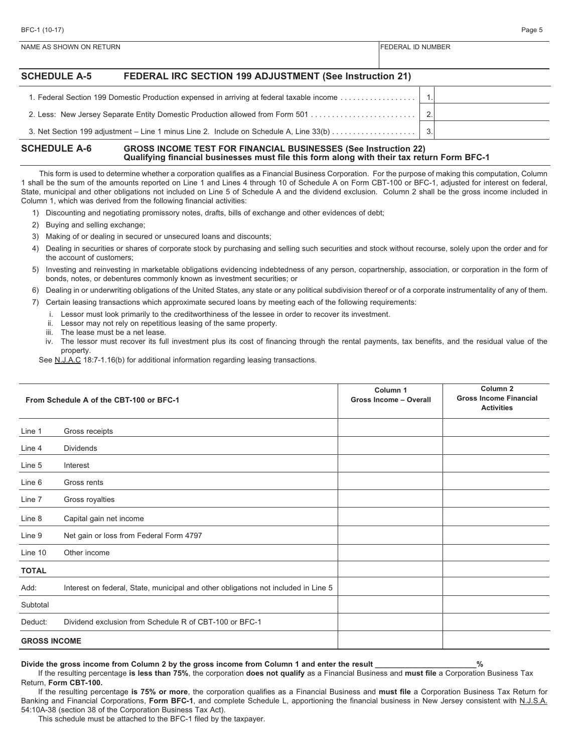NAME AS SHOWN ON RETURN | FEDERAL ID NUMBER

## SCHEDULE A-5 FEDERAL IRC SECTION 199 ADJUSTMENT (See Instruction 21)

| | | |
|---|---|---|
| 1. Federal Section 199 Domestic Production expensed in arriving at federal taxable income | 1. | |
| 2. Less: New Jersey Separate Entity Domestic Production allowed from Form 501 | 2. | |
| 3. Net Section 199 adjustment – Line 1 minus Line 2. Include on Schedule A, Line 33(b) | 3. | |

## SCHEDULE A-6 GROSS INCOME TEST FOR FINANCIAL BUSINESSES (See Instruction 22)

**Qualifying financial businesses must file this form along with their tax return Form BFC-1**

This form is used to determine whether a corporation qualifies as a Financial Business Corporation. For the purpose of making this computation, Column 1 shall be the sum of the amounts reported on Line 1 and Lines 4 through 10 of Schedule A on Form CBT-100 or BFC-1, adjusted for interest on federal, State, municipal and other obligations not included on Line 5 of Schedule A and the dividend exclusion. Column 2 shall be the gross income included in Column 1, which was derived from the following financial activities:

1) Discounting and negotiating promissory notes, drafts, bills of exchange and other evidences of debt;
2) Buying and selling exchange;
3) Making of or dealing in secured or unsecured loans and discounts;
4) Dealing in securities or shares of corporate stock by purchasing and selling such securities and stock without recourse, solely upon the order and for the account of customers;
5) Investing and reinvesting in marketable obligations evidencing indebtedness of any person, copartnership, association, or corporation in the form of bonds, notes, or debentures commonly known as investment securities; or
6) Dealing in or underwriting obligations of the United States, any state or any political subdivision thereof or of a corporate instrumentality of any of them.
7) Certain leasing transactions which approximate secured loans by meeting each of the following requirements:
   i. Lessor must look primarily to the creditworthiness of the lessee in order to recover its investment.
   ii. Lessor may not rely on repetitious leasing of the same property.
   iii. The lease must be a net lease.
   iv. The lessor must recover its full investment plus its cost of financing through the rental payments, tax benefits, and the residual value of the property.

See N.J.A.C 18:7-1.16(b) for additional information regarding leasing transactions.

| From Schedule A of the CBT-100 or BFC-1 | | Column 1 Gross Income – Overall | Column 2 Gross Income Financial Activities |
|---|---|---|---|
| Line 1 | Gross receipts | | |
| Line 4 | Dividends | | |
| Line 5 | Interest | | |
| Line 6 | Gross rents | | |
| Line 7 | Gross royalties | | |
| Line 8 | Capital gain net income | | |
| Line 9 | Net gain or loss from Federal Form 4797 | | |
| Line 10 | Other income | | |
| **TOTAL** | | | |
| Add: | Interest on federal, State, municipal and other obligations not included in Line 5 | | |
| Subtotal | | | |
| Deduct: | Dividend exclusion from Schedule R of CBT-100 or BFC-1 | | |
| **GROSS INCOME** | | | |

**Divide the gross income from Column 2 by the gross income from Column 1 and enter the result ________________________%**

If the resulting percentage **is less than 75%**, the corporation **does not qualify** as a Financial Business and **must file** a Corporation Business Tax Return, **Form CBT-100.**

If the resulting percentage **is 75% or more**, the corporation qualifies as a Financial Business and **must file** a Corporation Business Tax Return for Banking and Financial Corporations, **Form BFC-1**, and complete Schedule L, apportioning the financial business in New Jersey consistent with N.J.S.A. 54:10A-38 (section 38 of the Corporation Business Tax Act).

This schedule must be attached to the BFC-1 filed by the taxpayer.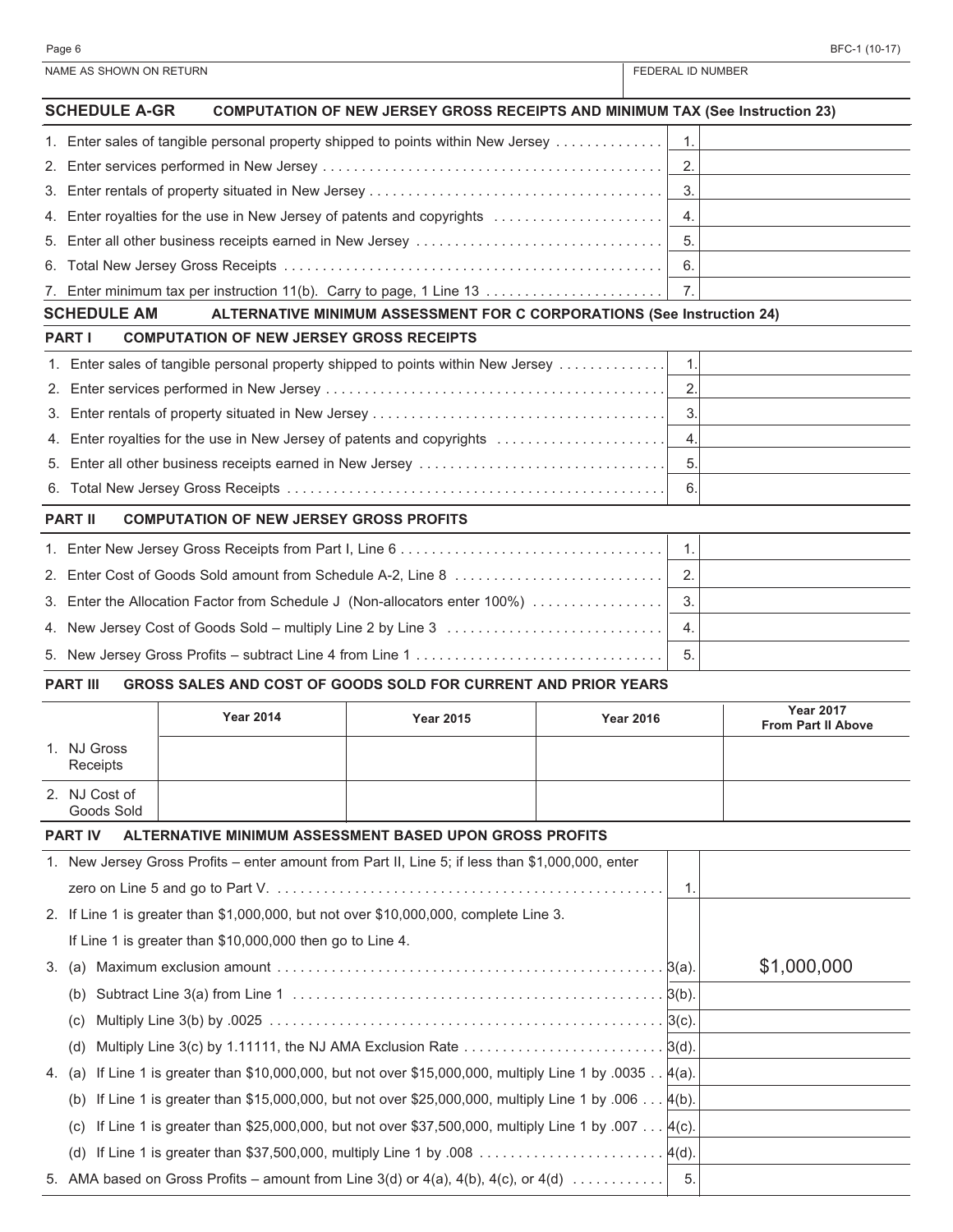| NAME AS SHOWN ON RETURN | FEDERAL ID NUMBER |
|---|---|
| | |

## SCHEDULE A-GR COMPUTATION OF NEW JERSEY GROSS RECEIPTS AND MINIMUM TAX (See Instruction 23)

| | Line | Amount |
|---|---|---|
| 1. Enter sales of tangible personal property shipped to points within New Jersey | 1. | |
| 2. Enter services performed in New Jersey | 2. | |
| 3. Enter rentals of property situated in New Jersey | 3. | |
| 4. Enter royalties for the use in New Jersey of patents and copyrights | 4. | |
| 5. Enter all other business receipts earned in New Jersey | 5. | |
| 6. Total New Jersey Gross Receipts | 6. | |
| 7. Enter minimum tax per instruction 11(b). Carry to page, 1 Line 13 | 7. | |

## SCHEDULE AM ALTERNATIVE MINIMUM ASSESSMENT FOR C CORPORATIONS (See Instruction 24)

### PART I COMPUTATION OF NEW JERSEY GROSS RECEIPTS

| | Line | Amount |
|---|---|---|
| 1. Enter sales of tangible personal property shipped to points within New Jersey | 1. | |
| 2. Enter services performed in New Jersey | 2. | |
| 3. Enter rentals of property situated in New Jersey | 3. | |
| 4. Enter royalties for the use in New Jersey of patents and copyrights | 4. | |
| 5. Enter all other business receipts earned in New Jersey | 5. | |
| 6. Total New Jersey Gross Receipts | 6. | |

### PART II COMPUTATION OF NEW JERSEY GROSS PROFITS

| | Line | Amount |
|---|---|---|
| 1. Enter New Jersey Gross Receipts from Part I, Line 6 | 1. | |
| 2. Enter Cost of Goods Sold amount from Schedule A-2, Line 8 | 2. | |
| 3. Enter the Allocation Factor from Schedule J (Non-allocators enter 100%) | 3. | |
| 4. New Jersey Cost of Goods Sold – multiply Line 2 by Line 3 | 4. | |
| 5. New Jersey Gross Profits – subtract Line 4 from Line 1 | 5. | |

### PART III GROSS SALES AND COST OF GOODS SOLD FOR CURRENT AND PRIOR YEARS

| | Year 2014 | Year 2015 | Year 2016 | Year 2017 From Part II Above |
|---|---|---|---|---|
| 1. NJ Gross Receipts | | | | |
| 2. NJ Cost of Goods Sold | | | | |

### PART IV ALTERNATIVE MINIMUM ASSESSMENT BASED UPON GROSS PROFITS

| | Line | Amount |
|---|---|---|
| 1. New Jersey Gross Profits – enter amount from Part II, Line 5; if less than $1,000,000, enter zero on Line 5 and go to Part V. | 1. | |
| 2. If Line 1 is greater than $1,000,000, but not over $10,000,000, complete Line 3. If Line 1 is greater than $10,000,000 then go to Line 4. | | |
| 3. (a) Maximum exclusion amount | 3(a). | $1,000,000 |
| (b) Subtract Line 3(a) from Line 1 | 3(b). | |
| (c) Multiply Line 3(b) by .0025 | 3(c). | |
| (d) Multiply Line 3(c) by 1.11111, the NJ AMA Exclusion Rate | 3(d). | |
| 4. (a) If Line 1 is greater than $10,000,000, but not over $15,000,000, multiply Line 1 by .0035 | 4(a). | |
| (b) If Line 1 is greater than $15,000,000, but not over $25,000,000, multiply Line 1 by .006 | 4(b). | |
| (c) If Line 1 is greater than $25,000,000, but not over $37,500,000, multiply Line 1 by .007 | 4(c). | |
| (d) If Line 1 is greater than $37,500,000, multiply Line 1 by .008 | 4(d). | |
| 5. AMA based on Gross Profits – amount from Line 3(d) or 4(a), 4(b), 4(c), or 4(d) | 5. | |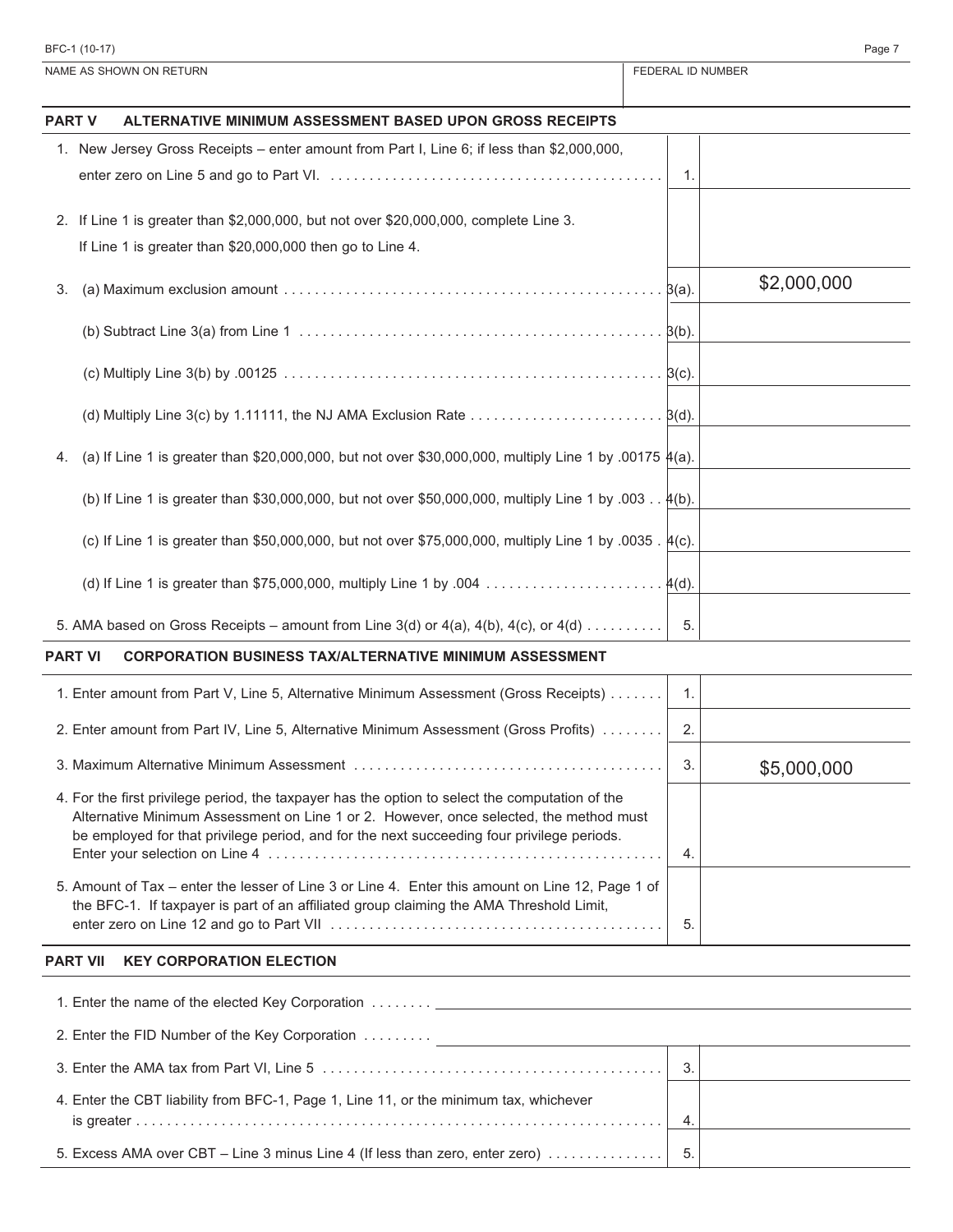BFC-1 (10-17)

| NAME AS SHOWN ON RETURN | FEDERAL ID NUMBER |
| --- | --- |
| | |

## PART V ALTERNATIVE MINIMUM ASSESSMENT BASED UPON GROSS RECEIPTS

| | | |
| --- | --- | --- |
| 1. New Jersey Gross Receipts – enter amount from Part I, Line 6; if less than $2,000,000, enter zero on Line 5 and go to Part VI. | 1. | |
| 2. If Line 1 is greater than $2,000,000, but not over $20,000,000, complete Line 3. If Line 1 is greater than $20,000,000 then go to Line 4. | | |
| 3. (a) Maximum exclusion amount | 3(a). | $2,000,000 |
| (b) Subtract Line 3(a) from Line 1 | 3(b). | |
| (c) Multiply Line 3(b) by .00125 | 3(c). | |
| (d) Multiply Line 3(c) by 1.11111, the NJ AMA Exclusion Rate | 3(d). | |
| 4. (a) If Line 1 is greater than $20,000,000, but not over $30,000,000, multiply Line 1 by .00175 | 4(a). | |
| (b) If Line 1 is greater than $30,000,000, but not over $50,000,000, multiply Line 1 by .003 | 4(b). | |
| (c) If Line 1 is greater than $50,000,000, but not over $75,000,000, multiply Line 1 by .0035 | 4(c). | |
| (d) If Line 1 is greater than $75,000,000, multiply Line 1 by .004 | 4(d). | |
| 5. AMA based on Gross Receipts – amount from Line 3(d) or 4(a), 4(b), 4(c), or 4(d) | 5. | |

## PART VI CORPORATION BUSINESS TAX/ALTERNATIVE MINIMUM ASSESSMENT

| | | |
| --- | --- | --- |
| 1. Enter amount from Part V, Line 5, Alternative Minimum Assessment (Gross Receipts) | 1. | |
| 2. Enter amount from Part IV, Line 5, Alternative Minimum Assessment (Gross Profits) | 2. | |
| 3. Maximum Alternative Minimum Assessment | 3. | $5,000,000 |
| 4. For the first privilege period, the taxpayer has the option to select the computation of the Alternative Minimum Assessment on Line 1 or 2. However, once selected, the method must be employed for that privilege period, and for the next succeeding four privilege periods. Enter your selection on Line 4 | 4. | |
| 5. Amount of Tax – enter the lesser of Line 3 or Line 4. Enter this amount on Line 12, Page 1 of the BFC-1. If taxpayer is part of an affiliated group claiming the AMA Threshold Limit, enter zero on Line 12 and go to Part VII | 5. | |

## PART VII KEY CORPORATION ELECTION

1. Enter the name of the elected Key Corporation ________________________________

2. Enter the FID Number of the Key Corporation ________________________________

| | | |
| --- | --- | --- |
| 3. Enter the AMA tax from Part VI, Line 5 | 3. | |
| 4. Enter the CBT liability from BFC-1, Page 1, Line 11, or the minimum tax, whichever is greater | 4. | |
| 5. Excess AMA over CBT – Line 3 minus Line 4 (If less than zero, enter zero) | 5. | |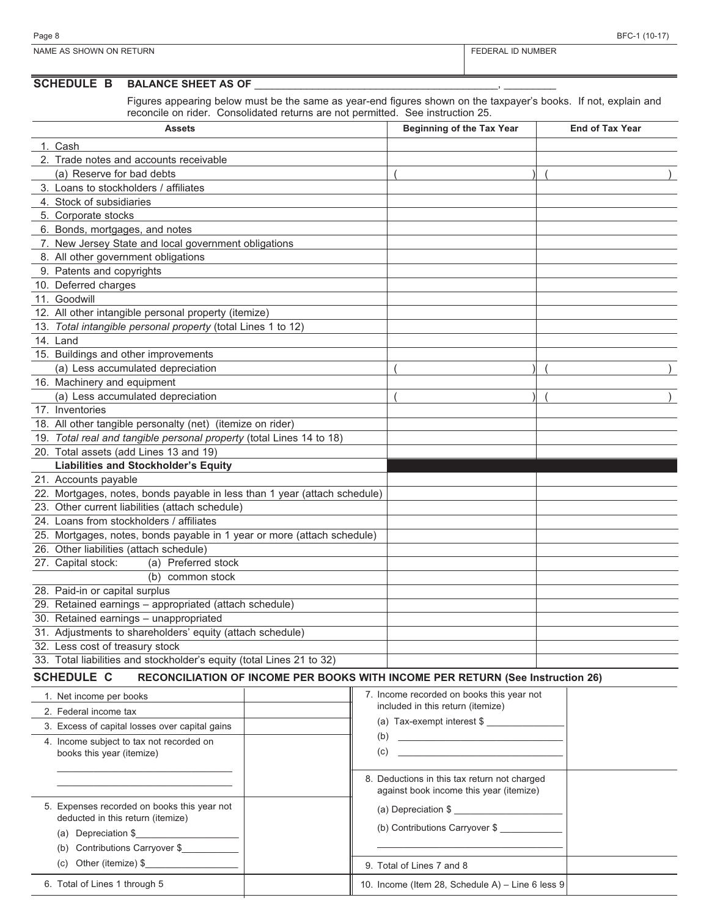NAME AS SHOWN ON RETURN | FEDERAL ID NUMBER

## SCHEDULE B BALANCE SHEET AS OF ________________________________________, _________

Figures appearing below must be the same as year-end figures shown on the taxpayer's books. If not, explain and reconcile on rider. Consolidated returns are not permitted. See instruction 25.

| Assets | Beginning of the Tax Year | End of Tax Year |
|---|---|---|
| 1. Cash | | |
| 2. Trade notes and accounts receivable | | |
| (a) Reserve for bad debts | ( ) | ( ) |
| 3. Loans to stockholders / affiliates | | |
| 4. Stock of subsidiaries | | |
| 5. Corporate stocks | | |
| 6. Bonds, mortgages, and notes | | |
| 7. New Jersey State and local government obligations | | |
| 8. All other government obligations | | |
| 9. Patents and copyrights | | |
| 10. Deferred charges | | |
| 11. Goodwill | | |
| 12. All other intangible personal property (itemize) | | |
| 13. *Total intangible personal property* (total Lines 1 to 12) | | |
| 14. Land | | |
| 15. Buildings and other improvements | | |
| (a) Less accumulated depreciation | ( ) | ( ) |
| 16. Machinery and equipment | | |
| (a) Less accumulated depreciation | ( ) | ( ) |
| 17. Inventories | | |
| 18. All other tangible personalty (net) (itemize on rider) | | |
| 19. *Total real and tangible personal property* (total Lines 14 to 18) | | |
| 20. Total assets (add Lines 13 and 19) | | |
| **Liabilities and Stockholder's Equity** | | |
| 21. Accounts payable | | |
| 22. Mortgages, notes, bonds payable in less than 1 year (attach schedule) | | |
| 23. Other current liabilities (attach schedule) | | |
| 24. Loans from stockholders / affiliates | | |
| 25. Mortgages, notes, bonds payable in 1 year or more (attach schedule) | | |
| 26. Other liabilities (attach schedule) | | |
| 27. Capital stock: (a) Preferred stock | | |
| (b) common stock | | |
| 28. Paid-in or capital surplus | | |
| 29. Retained earnings – appropriated (attach schedule) | | |
| 30. Retained earnings – unappropriated | | |
| 31. Adjustments to shareholders' equity (attach schedule) | | |
| 32. Less cost of treasury stock | | |
| 33. Total liabilities and stockholder's equity (total Lines 21 to 32) | | |

## SCHEDULE C RECONCILIATION OF INCOME PER BOOKS WITH INCOME PER RETURN (See Instruction 26)

| | | | |
|---|---|---|---|
| 1. Net income per books | | 7. Income recorded on books this year not included in this return (itemize)<br>(a) Tax-exempt interest $ __________<br>(b) __________<br>(c) __________ | |
| 2. Federal income tax | | | |
| 3. Excess of capital losses over capital gains | | | |
| 4. Income subject to tax not recorded on books this year (itemize)<br>__________<br>__________ | | 8. Deductions in this tax return not charged against book income this year (itemize)<br>(a) Depreciation $ __________<br>(b) Contributions Carryover $ __________<br>__________ | |
| 5. Expenses recorded on books this year not deducted in this return (itemize)<br>(a) Depreciation $__________<br>(b) Contributions Carryover $__________<br>(c) Other (itemize) $__________ | | 9. Total of Lines 7 and 8 | |
| 6. Total of Lines 1 through 5 | | 10. Income (Item 28, Schedule A) – Line 6 less 9 | |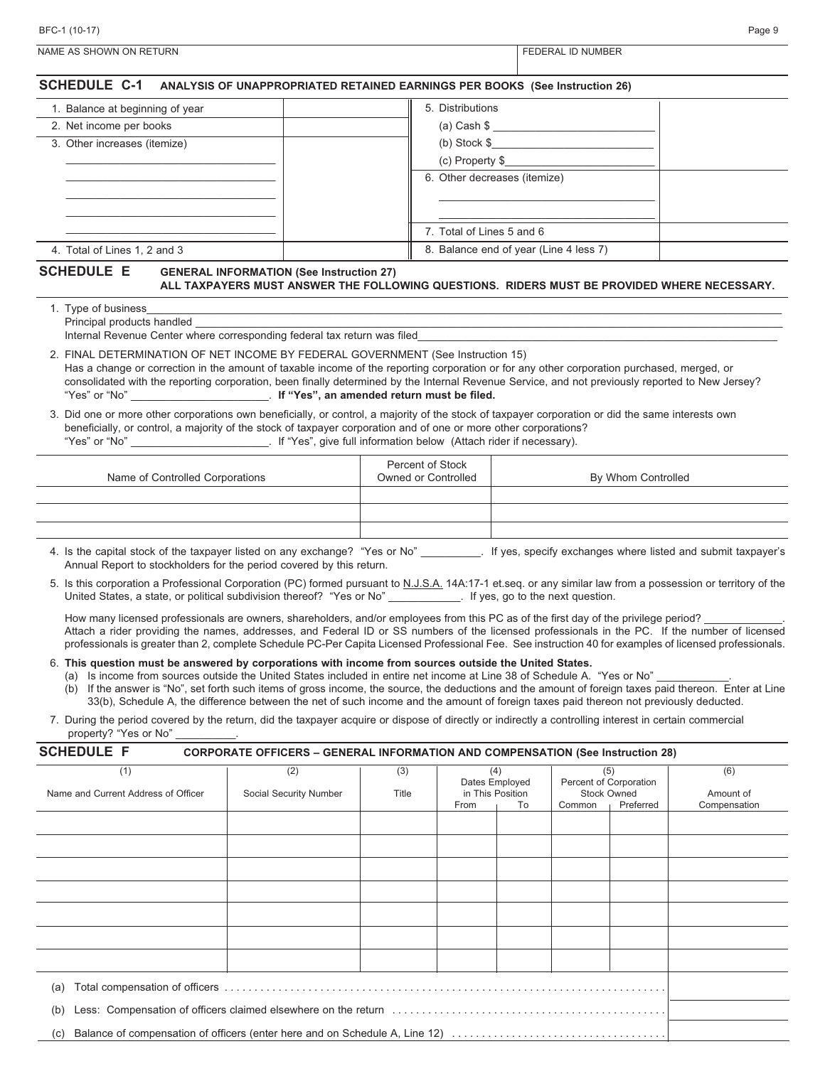BFC-1 (10-17)

| NAME AS SHOWN ON RETURN | FEDERAL ID NUMBER |
|---|---|

## SCHEDULE C-1 ANALYSIS OF UNAPPROPRIATED RETAINED EARNINGS PER BOOKS (See Instruction 26)

| | | | |
|---|---|---|---|
| 1. Balance at beginning of year | | 5. Distributions | |
| 2. Net income per books | | (a) Cash $ ________ | |
| 3. Other increases (itemize) | | (b) Stock $________ | |
| ________ | | (c) Property $________ | |
| ________ | | 6. Other decreases (itemize) | |
| ________ | | ________ | |
| ________ | | ________ | |
| ________ | | 7. Total of Lines 5 and 6 | |
| 4. Total of Lines 1, 2 and 3 | | 8. Balance end of year (Line 4 less 7) | |

## SCHEDULE E GENERAL INFORMATION (See Instruction 27)

**ALL TAXPAYERS MUST ANSWER THE FOLLOWING QUESTIONS. RIDERS MUST BE PROVIDED WHERE NECESSARY.**

1. Type of business________
   Principal products handled ________
   Internal Revenue Center where corresponding federal tax return was filed________
2. FINAL DETERMINATION OF NET INCOME BY FEDERAL GOVERNMENT (See Instruction 15)
   Has a change or correction in the amount of taxable income of the reporting corporation or for any other corporation purchased, merged, or consolidated with the reporting corporation, been finally determined by the Internal Revenue Service, and not previously reported to New Jersey? "Yes" or "No" ________. **If "Yes", an amended return must be filed.**
3. Did one or more other corporations own beneficially, or control, a majority of the stock of taxpayer corporation or did the same interests own beneficially, or control, a majority of the stock of taxpayer corporation and of one or more other corporations?
   "Yes" or "No" ________. If "Yes", give full information below (Attach rider if necessary).

| Name of Controlled Corporations | Percent of Stock Owned or Controlled | By Whom Controlled |
|---|---|---|
| | | |
| | | |
| | | |

4. Is the capital stock of the taxpayer listed on any exchange? "Yes or No" ________. If yes, specify exchanges where listed and submit taxpayer's Annual Report to stockholders for the period covered by this return.
5. Is this corporation a Professional Corporation (PC) formed pursuant to N.J.S.A. 14A:17-1 et.seq. or any similar law from a possession or territory of the United States, a state, or political subdivision thereof? "Yes or No" ________. If yes, go to the next question.

   How many licensed professionals are owners, shareholders, and/or employees from this PC as of the first day of the privilege period? ________. Attach a rider providing the names, addresses, and Federal ID or SS numbers of the licensed professionals in the PC. If the number of licensed professionals is greater than 2, complete Schedule PC-Per Capita Licensed Professional Fee. See instruction 40 for examples of licensed professionals.
6. **This question must be answered by corporations with income from sources outside the United States.**
   (a) Is income from sources outside the United States included in entire net income at Line 38 of Schedule A. "Yes or No" ________.
   (b) If the answer is "No", set forth such items of gross income, the source, the deductions and the amount of foreign taxes paid thereon. Enter at Line 33(b), Schedule A, the difference between the net of such income and the amount of foreign taxes paid thereon not previously deducted.
7. During the period covered by the return, did the taxpayer acquire or dispose of directly or indirectly a controlling interest in certain commercial property? "Yes or No" ________.

## SCHEDULE F CORPORATE OFFICERS – GENERAL INFORMATION AND COMPENSATION (See Instruction 28)

| (1) Name and Current Address of Officer | (2) Social Security Number | (3) Title | (4) Dates Employed in This Position | | (5) Percent of Corporation Stock Owned | | (6) Amount of Compensation |
|---|---|---|---|---|---|---|---|
| | | | From | To | Common | Preferred | |
| | | | | | | | |
| | | | | | | | |
| | | | | | | | |
| | | | | | | | |
| | | | | | | | |
| | | | | | | | |
| | | | | | | | |

| | |
|---|---|
| (a) Total compensation of officers | |
| (b) Less: Compensation of officers claimed elsewhere on the return | |
| (c) Balance of compensation of officers (enter here and on Schedule A, Line 12) | |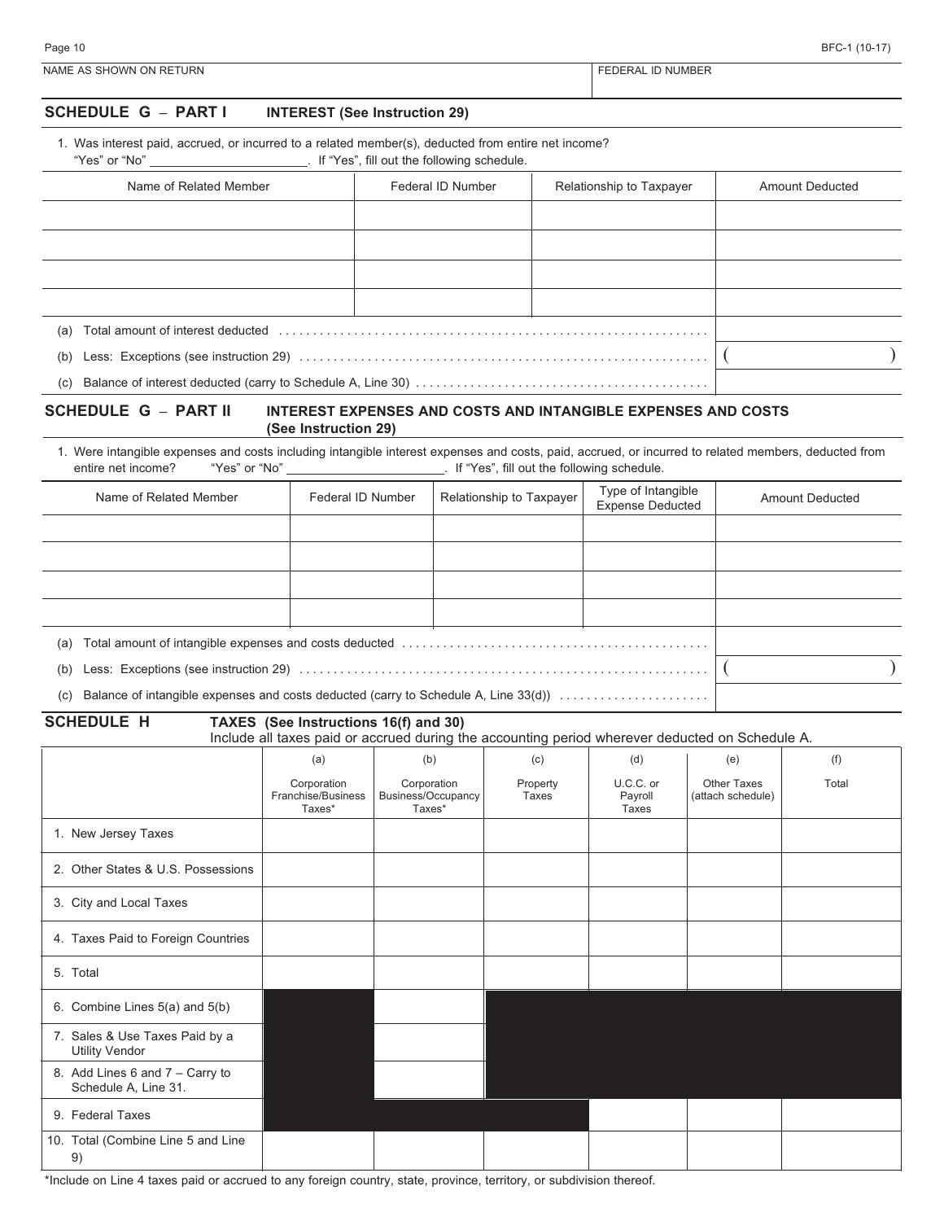NAME AS SHOWN ON RETURN | FEDERAL ID NUMBER

## SCHEDULE G – PART I INTEREST (See Instruction 29)

1. Was interest paid, accrued, or incurred to a related member(s), deducted from entire net income? "Yes" or "No" ______________________. If "Yes", fill out the following schedule.

| Name of Related Member | Federal ID Number | Relationship to Taxpayer | Amount Deducted |
|---|---|---|---|
| | | | |
| | | | |
| | | | |
| | | | |

(a) Total amount of interest deducted ..............................................................

(b) Less: Exceptions (see instruction 29) .......................................................... ( )

(c) Balance of interest deducted (carry to Schedule A, Line 30) ..........................................

## SCHEDULE G – PART II INTEREST EXPENSES AND COSTS AND INTANGIBLE EXPENSES AND COSTS (See Instruction 29)

1. Were intangible expenses and costs including intangible interest expenses and costs, paid, accrued, or incurred to related members, deducted from entire net income? "Yes" or "No" ______________________. If "Yes", fill out the following schedule.

| Name of Related Member | Federal ID Number | Relationship to Taxpayer | Type of Intangible Expense Deducted | Amount Deducted |
|---|---|---|---|---|
| | | | | |
| | | | | |
| | | | | |
| | | | | |

(a) Total amount of intangible expenses and costs deducted ............................................

(b) Less: Exceptions (see instruction 29) .......................................................... ( )

(c) Balance of intangible expenses and costs deducted (carry to Schedule A, Line 33(d)) .....................

## SCHEDULE H TAXES (See Instructions 16(f) and 30)

Include all taxes paid or accrued during the accounting period wherever deducted on Schedule A.

| | (a) Corporation Franchise/Business Taxes* | (b) Corporation Business/Occupancy Taxes* | (c) Property Taxes | (d) U.C.C. or Payroll Taxes | (e) Other Taxes (attach schedule) | (f) Total |
|---|---|---|---|---|---|---|
| 1. New Jersey Taxes | | | | | | |
| 2. Other States & U.S. Possessions | | | | | | |
| 3. City and Local Taxes | | | | | | |
| 4. Taxes Paid to Foreign Countries | | | | | | |
| 5. Total | | | | | | |
| 6. Combine Lines 5(a) and 5(b) | | | | | | |
| 7. Sales & Use Taxes Paid by a Utility Vendor | | | | | | |
| 8. Add Lines 6 and 7 – Carry to Schedule A, Line 31. | | | | | | |
| 9. Federal Taxes | | | | | | |
| 10. Total (Combine Line 5 and Line 9) | | | | | | |

*Include on Line 4 taxes paid or accrued to any foreign country, state, province, territory, or subdivision thereof.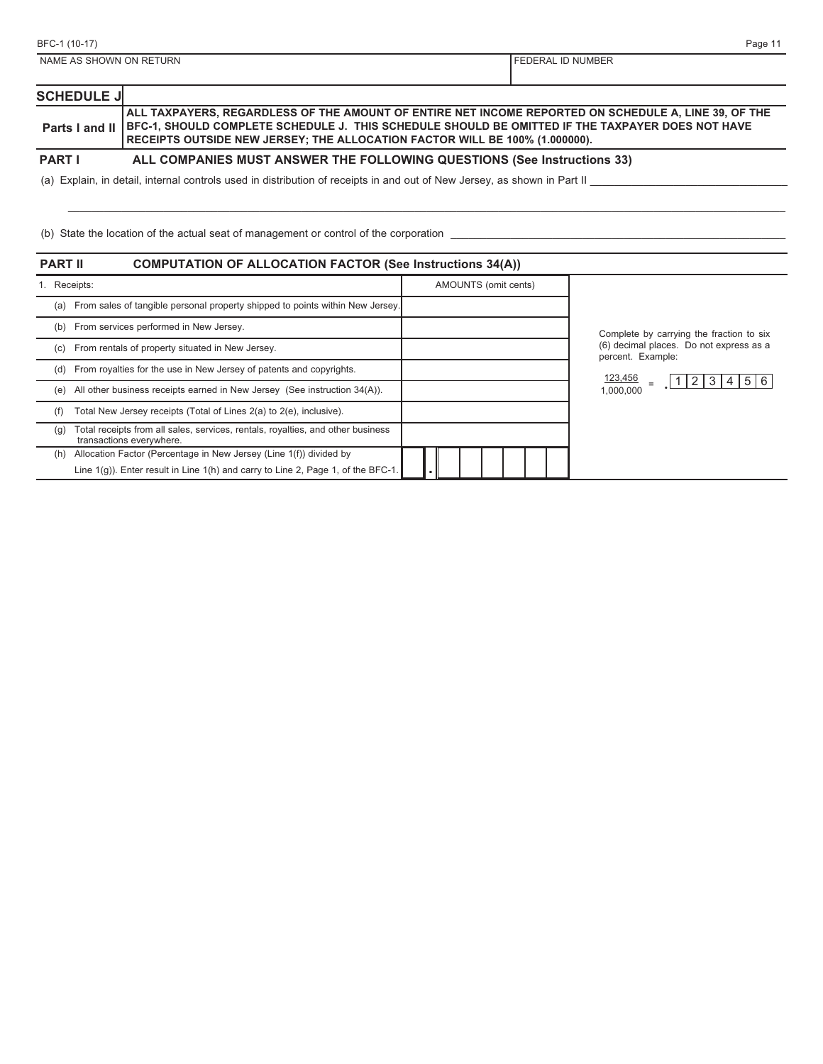| NAME AS SHOWN ON RETURN | FEDERAL ID NUMBER |
| --- | --- |
| | |

## SCHEDULE J

**Parts I and II** — **ALL TAXPAYERS, REGARDLESS OF THE AMOUNT OF ENTIRE NET INCOME REPORTED ON SCHEDULE A, LINE 39, OF THE BFC-1, SHOULD COMPLETE SCHEDULE J. THIS SCHEDULE SHOULD BE OMITTED IF THE TAXPAYER DOES NOT HAVE RECEIPTS OUTSIDE NEW JERSEY; THE ALLOCATION FACTOR WILL BE 100% (1.000000).**

### PART I — ALL COMPANIES MUST ANSWER THE FOLLOWING QUESTIONS (See Instructions 33)

(a) Explain, in detail, internal controls used in distribution of receipts in and out of New Jersey, as shown in Part II ______________________

______________________________________________________________________

(b) State the location of the actual seat of management or control of the corporation ______________________

### PART II — COMPUTATION OF ALLOCATION FACTOR (See Instructions 34(A))

| 1. Receipts: | AMOUNTS (omit cents) |
| --- | --- |
| (a) From sales of tangible personal property shipped to points within New Jersey. | |
| (b) From services performed in New Jersey. | |
| (c) From rentals of property situated in New Jersey. | |
| (d) From royalties for the use in New Jersey of patents and copyrights. | |
| (e) All other business receipts earned in New Jersey (See instruction 34(A)). | |
| (f) Total New Jersey receipts (Total of Lines 2(a) to 2(e), inclusive). | |
| (g) Total receipts from all sales, services, rentals, royalties, and other business transactions everywhere. | |
| (h) Allocation Factor (Percentage in New Jersey (Line 1(f)) divided by Line 1(g)). Enter result in Line 1(h) and carry to Line 2, Page 1, of the BFC-1. | . |

Complete by carrying the fraction to six (6) decimal places. Do not express as a percent. Example:

$$\frac{123,456}{1,000,000} = .123456$$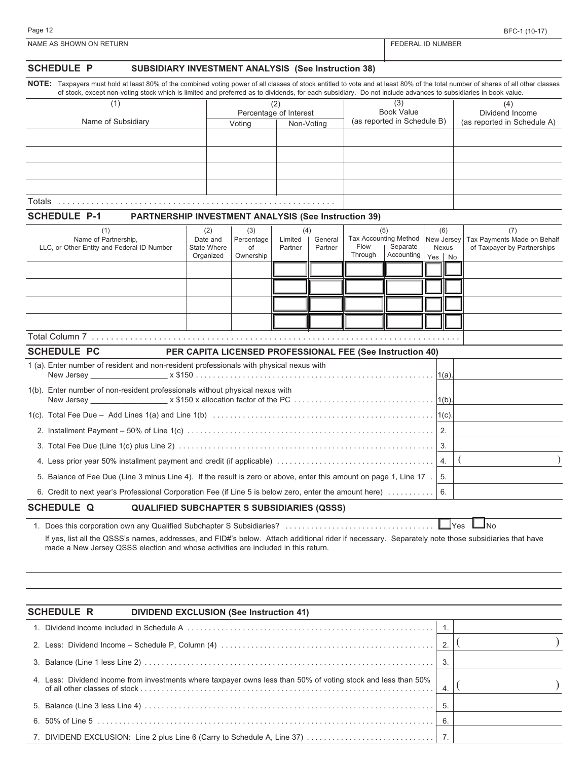NAME AS SHOWN ON RETURN | FEDERAL ID NUMBER

## SCHEDULE P — SUBSIDIARY INVESTMENT ANALYSIS (See Instruction 38)

**NOTE:** Taxpayers must hold at least 80% of the combined voting power of all classes of stock entitled to vote and at least 80% of the total number of shares of all other classes of stock, except non-voting stock which is limited and preferred as to dividends, for each subsidiary. Do not include advances to subsidiaries in book value.

| (1) Name of Subsidiary | (2) Percentage of Interest | | (3) Book Value (as reported in Schedule B) | (4) Dividend Income (as reported in Schedule A) |
|---|---|---|---|---|
| | Voting | Non-Voting | | |
| | | | | |
| | | | | |
| | | | | |
| | | | | |
| Totals | | | | |

## SCHEDULE P-1 — PARTNERSHIP INVESTMENT ANALYSIS (See Instruction 39)

| (1) Name of Partnership, LLC, or Other Entity and Federal ID Number | (2) Date and State Where Organized | (3) Percentage of Ownership | (4) | | (5) Tax Accounting Method | | (6) New Jersey Nexus | | (7) Tax Payments Made on Behalf of Taxpayer by Partnerships |
|---|---|---|---|---|---|---|---|---|---|
| | | | Limited Partner | General Partner | Flow Through | Separate Accounting | Yes | No | |
| | | | | | | | | | |
| | | | | | | | | | |
| | | | | | | | | | |
| | | | | | | | | | |
| Total Column 7 | | | | | | | | | |

## SCHEDULE PC — PER CAPITA LICENSED PROFESSIONAL FEE (See Instruction 40)

| | | |
|---|---|---|
| 1 (a). Enter number of resident and non-resident professionals with physical nexus with New Jersey _________________ x $150 | 1(a). | |
| 1(b). Enter number of non-resident professionals without physical nexus with New Jersey _________________ x $150 x allocation factor of the PC | 1(b). | |
| 1(c). Total Fee Due – Add Lines 1(a) and Line 1(b) | 1(c). | |
| 2. Installment Payment – 50% of Line 1(c) | 2. | |
| 3. Total Fee Due (Line 1(c) plus Line 2) | 3. | |
| 4. Less prior year 50% installment payment and credit (if applicable) | 4. | ( ) |
| 5. Balance of Fee Due (Line 3 minus Line 4). If the result is zero or above, enter this amount on page 1, Line 17 | 5. | |
| 6. Credit to next year's Professional Corporation Fee (if Line 5 is below zero, enter the amount here) | 6. | |

## SCHEDULE Q — QUALIFIED SUBCHAPTER S SUBSIDIARIES (QSSS)

1. Does this corporation own any Qualified Subchapter S Subsidiaries? ☐ Yes ☐ No

If yes, list all the QSSS's names, addresses, and FID#'s below. Attach additional rider if necessary. Separately note those subsidiaries that have made a New Jersey QSSS election and whose activities are included in this return.

## SCHEDULE R — DIVIDEND EXCLUSION (See Instruction 41)

| | | |
|---|---|---|
| 1. Dividend income included in Schedule A | 1. | |
| 2. Less: Dividend Income – Schedule P, Column (4) | 2. | ( ) |
| 3. Balance (Line 1 less Line 2) | 3. | |
| 4. Less: Dividend income from investments where taxpayer owns less than 50% of voting stock and less than 50% of all other classes of stock | 4. | ( ) |
| 5. Balance (Line 3 less Line 4) | 5. | |
| 6. 50% of Line 5 | 6. | |
| 7. DIVIDEND EXCLUSION: Line 2 plus Line 6 (Carry to Schedule A, Line 37) | 7. | |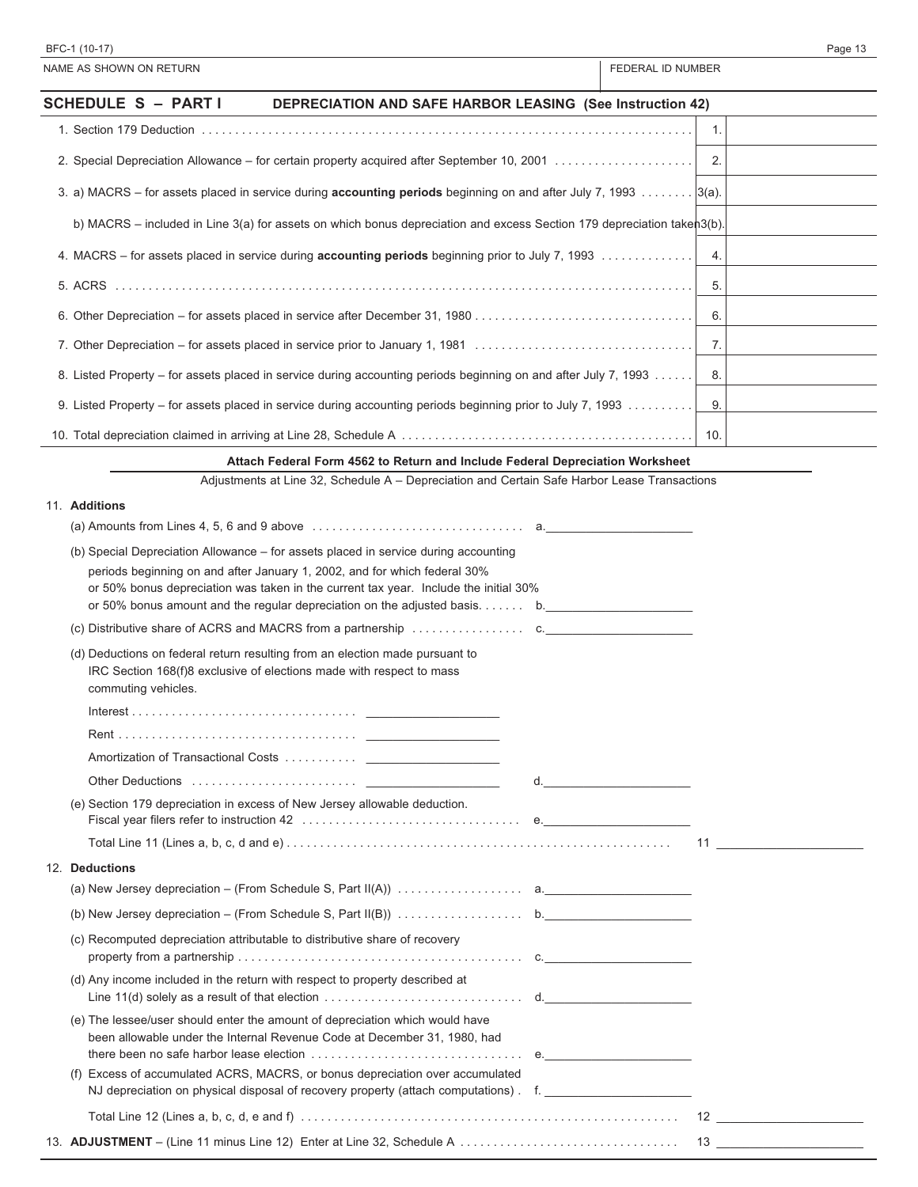NAME AS SHOWN ON RETURN | FEDERAL ID NUMBER

## SCHEDULE S – PART I DEPRECIATION AND SAFE HARBOR LEASING (See Instruction 42)

| | | |
|---|---|---|
| 1. Section 179 Deduction | 1. | |
| 2. Special Depreciation Allowance – for certain property acquired after September 10, 2001 | 2. | |
| 3. a) MACRS – for assets placed in service during **accounting periods** beginning on and after July 7, 1993 | 3(a). | |
| b) MACRS – included in Line 3(a) for assets on which bonus depreciation and excess Section 179 depreciation taken | 3(b). | |
| 4. MACRS – for assets placed in service during **accounting periods** beginning prior to July 7, 1993 | 4. | |
| 5. ACRS | 5. | |
| 6. Other Depreciation – for assets placed in service after December 31, 1980 | 6. | |
| 7. Other Depreciation – for assets placed in service prior to January 1, 1981 | 7. | |
| 8. Listed Property – for assets placed in service during accounting periods beginning on and after July 7, 1993 | 8. | |
| 9. Listed Property – for assets placed in service during accounting periods beginning prior to July 7, 1993 | 9. | |
| 10. Total depreciation claimed in arriving at Line 28, Schedule A | 10. | |

**Attach Federal Form 4562 to Return and Include Federal Depreciation Worksheet**

Adjustments at Line 32, Schedule A – Depreciation and Certain Safe Harbor Lease Transactions

11. **Additions**

(a) Amounts from Lines 4, 5, 6 and 9 above ............ a.\_\_\_\_\_\_\_\_\_\_

(b) Special Depreciation Allowance – for assets placed in service during accounting periods beginning on and after January 1, 2002, and for which federal 30% or 50% bonus depreciation was taken in the current tax year. Include the initial 30% or 50% bonus amount and the regular depreciation on the adjusted basis. ....... b.\_\_\_\_\_\_\_\_\_\_

(c) Distributive share of ACRS and MACRS from a partnership ............ c.\_\_\_\_\_\_\_\_\_\_

(d) Deductions on federal return resulting from an election made pursuant to IRC Section 168(f)8 exclusive of elections made with respect to mass commuting vehicles.

Interest ............ \_\_\_\_\_\_\_\_\_\_

Rent ............ \_\_\_\_\_\_\_\_\_\_

Amortization of Transactional Costs ............ \_\_\_\_\_\_\_\_\_\_

Other Deductions ............ \_\_\_\_\_\_\_\_\_\_ d.\_\_\_\_\_\_\_\_\_\_

(e) Section 179 depreciation in excess of New Jersey allowable deduction. Fiscal year filers refer to instruction 42 ............ e.\_\_\_\_\_\_\_\_\_\_

Total Line 11 (Lines a, b, c, d and e) ............ 11 \_\_\_\_\_\_\_\_\_\_

12. **Deductions**

(a) New Jersey depreciation – (From Schedule S, Part II(A)) ............ a.\_\_\_\_\_\_\_\_\_\_

(b) New Jersey depreciation – (From Schedule S, Part II(B)) ............ b.\_\_\_\_\_\_\_\_\_\_

(c) Recomputed depreciation attributable to distributive share of recovery property from a partnership ............ c.\_\_\_\_\_\_\_\_\_\_

(d) Any income included in the return with respect to property described at Line 11(d) solely as a result of that election ............ d.\_\_\_\_\_\_\_\_\_\_

(e) The lessee/user should enter the amount of depreciation which would have been allowable under the Internal Revenue Code at December 31, 1980, had there been no safe harbor lease election ............ e.\_\_\_\_\_\_\_\_\_\_

(f) Excess of accumulated ACRS, MACRS, or bonus depreciation over accumulated NJ depreciation on physical disposal of recovery property (attach computations) . f.\_\_\_\_\_\_\_\_\_\_

Total Line 12 (Lines a, b, c, d, e and f) ............ 12 \_\_\_\_\_\_\_\_\_\_

13. **ADJUSTMENT** – (Line 11 minus Line 12) Enter at Line 32, Schedule A ............ 13 \_\_\_\_\_\_\_\_\_\_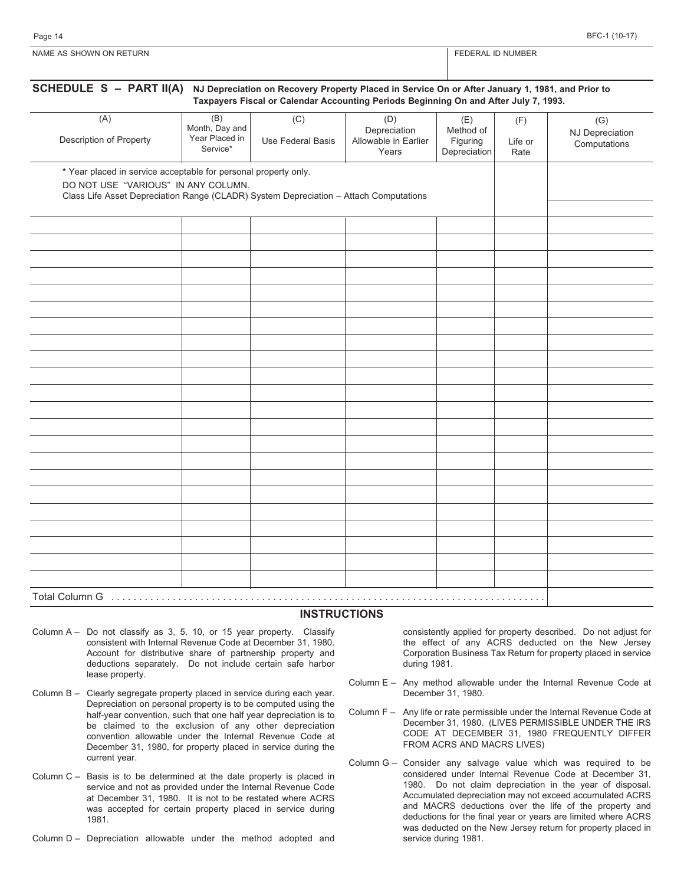NAME AS SHOWN ON RETURN | FEDERAL ID NUMBER

## SCHEDULE S – PART II(A) NJ Depreciation on Recovery Property Placed in Service On or After January 1, 1981, and Prior to Taxpayers Fiscal or Calendar Accounting Periods Beginning On and After July 7, 1993.

| (A) Description of Property | (B) Month, Day and Year Placed in Service* | (C) Use Federal Basis | (D) Depreciation Allowable in Earlier Years | (E) Method of Figuring Depreciation | (F) Life or Rate | (G) NJ Depreciation Computations |
|---|---|---|---|---|---|---|
| * Year placed in service acceptable for personal property only. DO NOT USE "VARIOUS" IN ANY COLUMN. Class Life Asset Depreciation Range (CLADR) System Depreciation – Attach Computations | | | | | | |
| | | | | | | |
| | | | | | | |
| | | | | | | |
| | | | | | | |
| | | | | | | |
| | | | | | | |
| | | | | | | |
| | | | | | | |
| | | | | | | |
| | | | | | | |
| | | | | | | |
| | | | | | | |
| | | | | | | |
| | | | | | | |
| | | | | | | |
| | | | | | | |
| | | | | | | |
| | | | | | | |
| | | | | | | |
| | | | | | | |
| | | | | | | |
| | | | | | | |
| Total Column G | | | | | | |

### INSTRUCTIONS

Column A – Do not classify as 3, 5, 10, or 15 year property. Classify consistent with Internal Revenue Code at December 31, 1980. Account for distributive share of partnership property and deductions separately. Do not include certain safe harbor lease property.

Column B – Clearly segregate property placed in service during each year. Depreciation on personal property is to be computed using the half-year convention, such that one half year depreciation is to be claimed to the exclusion of any other depreciation convention allowable under the Internal Revenue Code at December 31, 1980, for property placed in service during the current year.

Column C – Basis is to be determined at the date property is placed in service and not as provided under the Internal Revenue Code at December 31, 1980. It is not to be restated where ACRS was accepted for certain property placed in service during 1981.

Column D – Depreciation allowable under the method adopted and consistently applied for property described. Do not adjust for the effect of any ACRS deducted on the New Jersey Corporation Business Tax Return for property placed in service during 1981.

Column E – Any method allowable under the Internal Revenue Code at December 31, 1980.

Column F – Any life or rate permissible under the Internal Revenue Code at December 31, 1980. (LIVES PERMISSIBLE UNDER THE IRS CODE AT DECEMBER 31, 1980 FREQUENTLY DIFFER FROM ACRS AND MACRS LIVES)

Column G – Consider any salvage value which was required to be considered under Internal Revenue Code at December 31, 1980. Do not claim depreciation in the year of disposal. Accumulated depreciation may not exceed accumulated ACRS and MACRS deductions over the life of the property and deductions for the final year or years are limited where ACRS was deducted on the New Jersey return for property placed in service during 1981.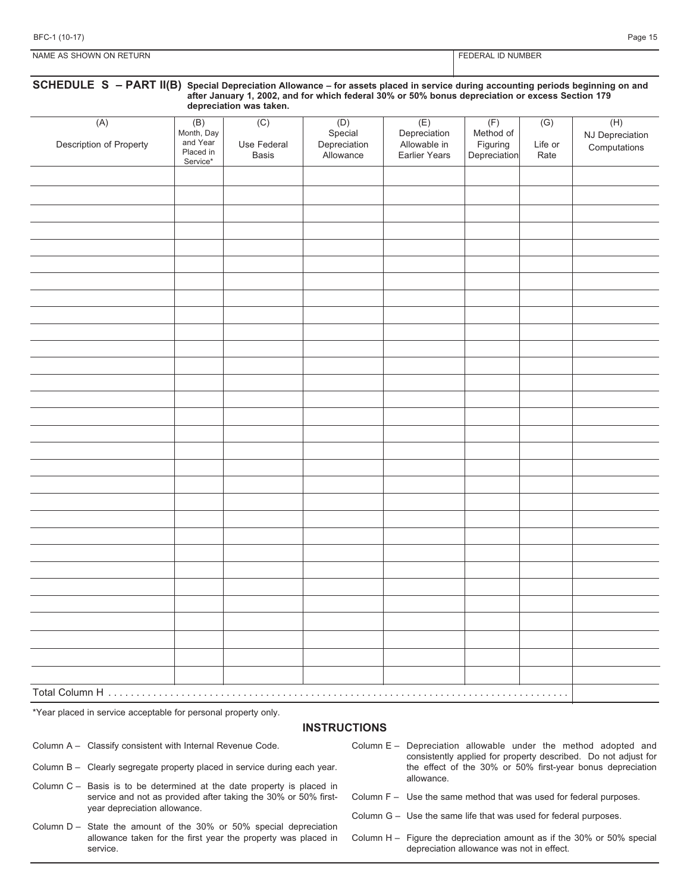| NAME AS SHOWN ON RETURN | FEDERAL ID NUMBER |
|---|---|
| | |

## SCHEDULE S – PART II(B) Special Depreciation Allowance – for assets placed in service during accounting periods beginning on and after January 1, 2002, and for which federal 30% or 50% bonus depreciation or excess Section 179 depreciation was taken.

| (A) Description of Property | (B) Month, Day and Year Placed in Service* | (C) Use Federal Basis | (D) Special Depreciation Allowance | (E) Depreciation Allowable in Earlier Years | (F) Method of Figuring Depreciation | (G) Life or Rate | (H) NJ Depreciation Computations |
|---|---|---|---|---|---|---|---|
| | | | | | | | |
| | | | | | | | |
| | | | | | | | |
| | | | | | | | |
| | | | | | | | |
| | | | | | | | |
| | | | | | | | |
| | | | | | | | |
| | | | | | | | |
| | | | | | | | |
| | | | | | | | |
| | | | | | | | |
| | | | | | | | |
| | | | | | | | |
| | | | | | | | |
| | | | | | | | |
| | | | | | | | |
| | | | | | | | |
| | | | | | | | |
| | | | | | | | |
| | | | | | | | |
| | | | | | | | |
| | | | | | | | |
| | | | | | | | |
| | | | | | | | |
| | | | | | | | |
| | | | | | | | |
| | | | | | | | |
| | | | | | | | |
| | | | | | | | |
| Total Column H | | | | | | | |

*Year placed in service acceptable for personal property only.

### INSTRUCTIONS

Column A – Classify consistent with Internal Revenue Code.

Column B – Clearly segregate property placed in service during each year.

Column C – Basis is to be determined at the date property is placed in service and not as provided after taking the 30% or 50% first-year depreciation allowance.

Column D – State the amount of the 30% or 50% special depreciation allowance taken for the first year the property was placed in service.

Column E – Depreciation allowable under the method adopted and consistently applied for property described. Do not adjust for the effect of the 30% or 50% first-year bonus depreciation allowance.

Column F – Use the same method that was used for federal purposes.

Column G – Use the same life that was used for federal purposes.

Column H – Figure the depreciation amount as if the 30% or 50% special depreciation allowance was not in effect.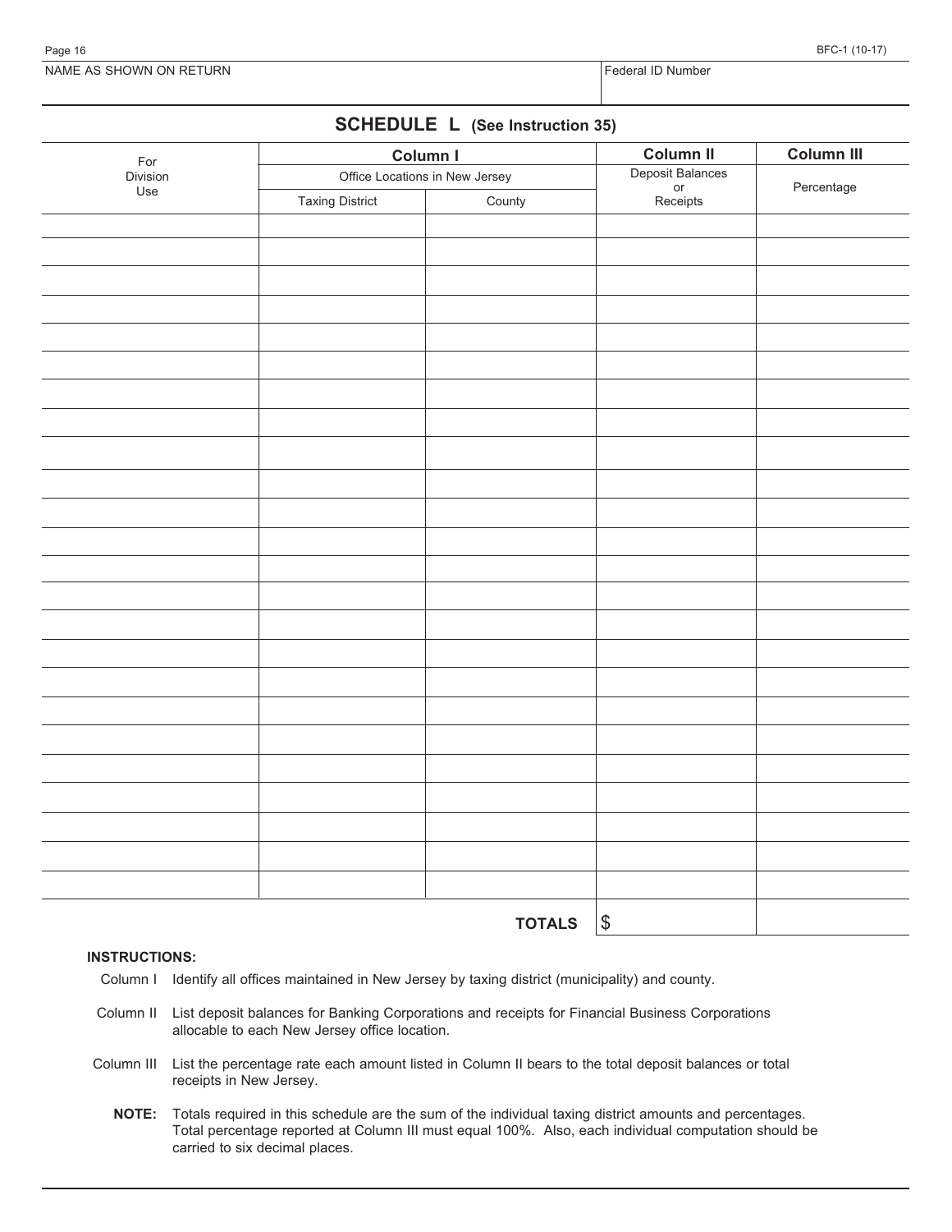| NAME AS SHOWN ON RETURN | Federal ID Number |
| --- | --- |
| | |

## SCHEDULE L (See Instruction 35)

| For Division Use | Column I | | Column II | Column III |
| --- | --- | --- | --- | --- |
| | Office Locations in New Jersey | | Deposit Balances or Receipts | Percentage |
| | Taxing District | County | | |
| | | | | |
| | | | | |
| | | | | |
| | | | | |
| | | | | |
| | | | | |
| | | | | |
| | | | | |
| | | | | |
| | | | | |
| | | | | |
| | | | | |
| | | | | |
| | | | | |
| | | | | |
| | | | | |
| | | | | |
| | | | | |
| | | | | |
| | | | | |
| | | | | |
| | | | | |
| | | | | |
| | | | | |
| | | **TOTALS** | $ | |

**INSTRUCTIONS:**

Column I Identify all offices maintained in New Jersey by taxing district (municipality) and county.

Column II List deposit balances for Banking Corporations and receipts for Financial Business Corporations allocable to each New Jersey office location.

Column III List the percentage rate each amount listed in Column II bears to the total deposit balances or total receipts in New Jersey.

**NOTE:** Totals required in this schedule are the sum of the individual taxing district amounts and percentages. Total percentage reported at Column III must equal 100%. Also, each individual computation should be carried to six decimal places.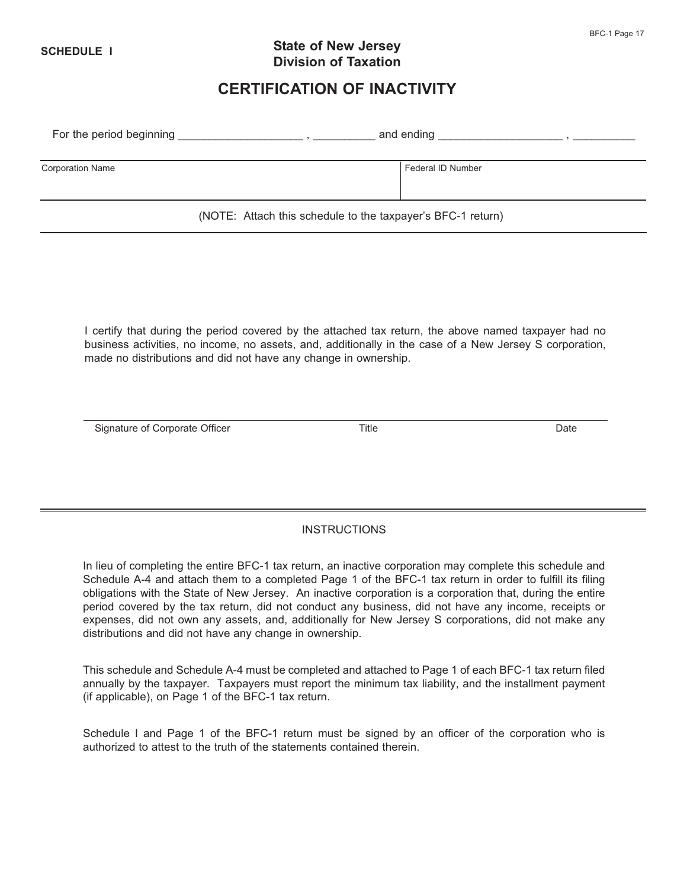**SCHEDULE I**

**State of New Jersey**
**Division of Taxation**

# CERTIFICATION OF INACTIVITY

For the period beginning ___________________ , _________ and ending ___________________ , _________

| Corporation Name | Federal ID Number |
|---|---|
| | |

(NOTE: Attach this schedule to the taxpayer's BFC-1 return)

I certify that during the period covered by the attached tax return, the above named taxpayer had no business activities, no income, no assets, and, additionally in the case of a New Jersey S corporation, made no distributions and did not have any change in ownership.

| Signature of Corporate Officer | Title | Date |
|---|---|---|
| | | |

## INSTRUCTIONS

In lieu of completing the entire BFC-1 tax return, an inactive corporation may complete this schedule and Schedule A-4 and attach them to a completed Page 1 of the BFC-1 tax return in order to fulfill its filing obligations with the State of New Jersey. An inactive corporation is a corporation that, during the entire period covered by the tax return, did not conduct any business, did not have any income, receipts or expenses, did not own any assets, and, additionally for New Jersey S corporations, did not make any distributions and did not have any change in ownership.

This schedule and Schedule A-4 must be completed and attached to Page 1 of each BFC-1 tax return filed annually by the taxpayer. Taxpayers must report the minimum tax liability, and the installment payment (if applicable), on Page 1 of the BFC-1 tax return.

Schedule I and Page 1 of the BFC-1 return must be signed by an officer of the corporation who is authorized to attest to the truth of the statements contained therein.